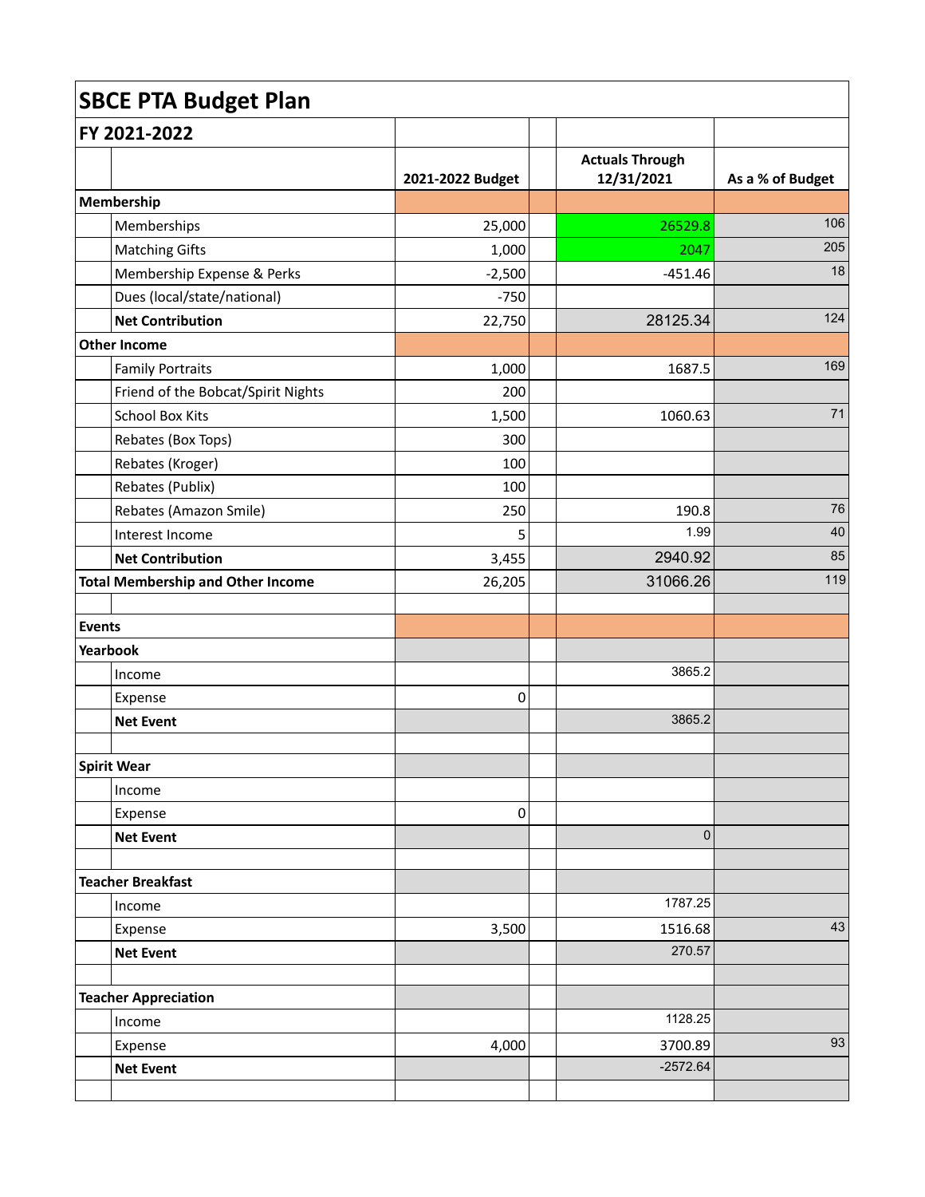# SBCE PTA Budget Plan

## FY 2021-2022

| | | 2021-2022 Budget | | Actuals Through 12/31/2021 | As a % of Budget |
|---|---|---|---|---|---|
| **Membership** | | | | | |
| | Memberships | 25,000 | | 26529.8 | 106 |
| | Matching Gifts | 1,000 | | 2047 | 205 |
| | Membership Expense & Perks | -2,500 | | -451.46 | 18 |
| | Dues (local/state/national) | -750 | | | |
| | **Net Contribution** | 22,750 | | 28125.34 | 124 |
| **Other Income** | | | | | |
| | Family Portraits | 1,000 | | 1687.5 | 169 |
| | Friend of the Bobcat/Spirit Nights | 200 | | | |
| | School Box Kits | 1,500 | | 1060.63 | 71 |
| | Rebates (Box Tops) | 300 | | | |
| | Rebates (Kroger) | 100 | | | |
| | Rebates (Publix) | 100 | | | |
| | Rebates (Amazon Smile) | 250 | | 190.8 | 76 |
| | Interest Income | 5 | | 1.99 | 40 |
| | **Net Contribution** | 3,455 | | 2940.92 | 85 |
| **Total Membership and Other Income** | | 26,205 | | 31066.26 | 119 |
| | | | | | |
| **Events** | | | | | |
| **Yearbook** | | | | | |
| | Income | | | 3865.2 | |
| | Expense | 0 | | | |
| | **Net Event** | | | 3865.2 | |
| | | | | | |
| **Spirit Wear** | | | | | |
| | Income | | | | |
| | Expense | 0 | | | |
| | **Net Event** | | | 0 | |
| | | | | | |
| **Teacher Breakfast** | | | | | |
| | Income | | | 1787.25 | |
| | Expense | 3,500 | | 1516.68 | 43 |
| | **Net Event** | | | 270.57 | |
| | | | | | |
| **Teacher Appreciation** | | | | | |
| | Income | | | 1128.25 | |
| | Expense | 4,000 | | 3700.89 | 93 |
| | **Net Event** | | | -2572.64 | |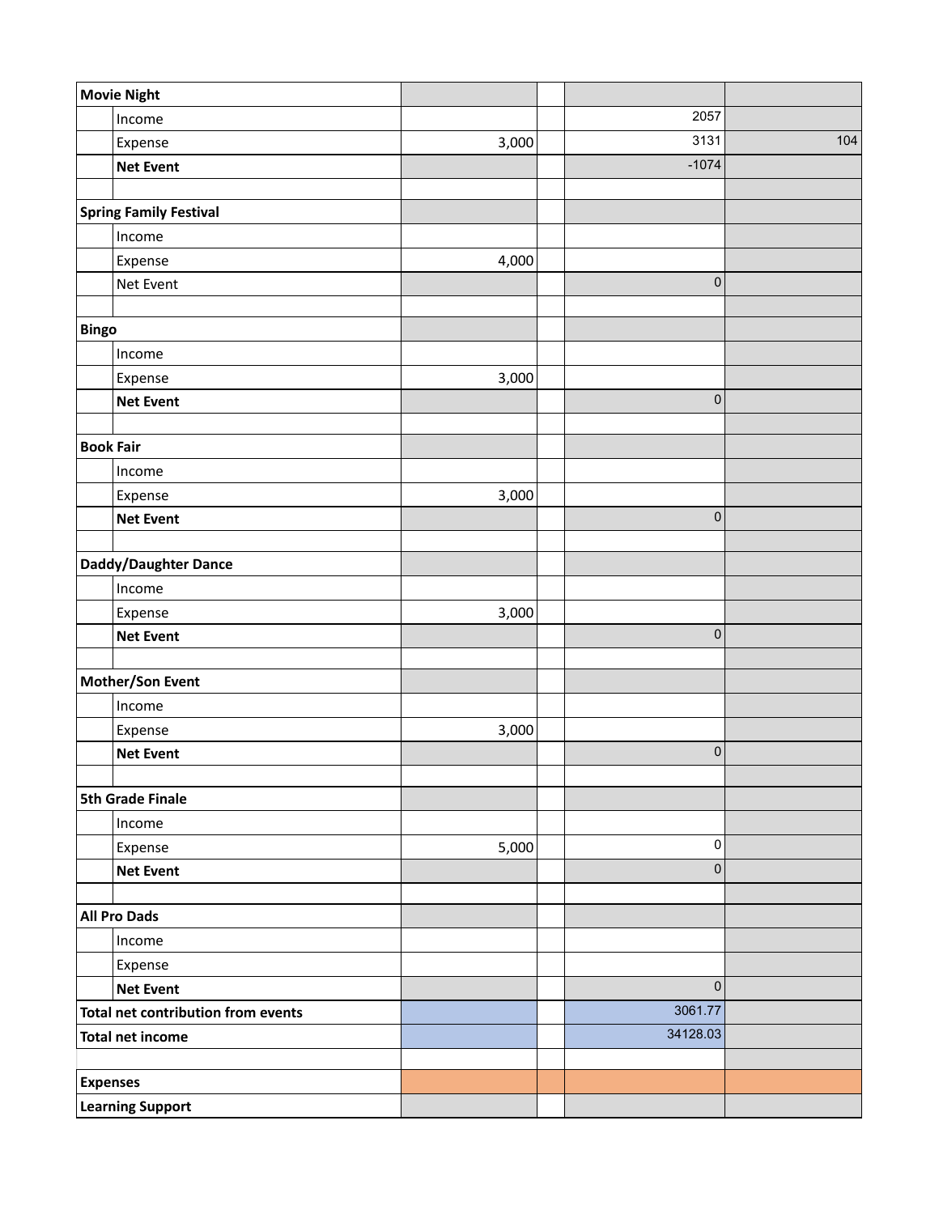| | | | | | |
|---|---|---|---|---|---|
| **Movie Night** | | | | | |
| | Income | | | 2057 | |
| | Expense | 3,000 | | 3131 | 104 |
| | **Net Event** | | | -1074 | |
| | | | | | |
| **Spring Family Festival** | | | | | |
| | Income | | | | |
| | Expense | 4,000 | | | |
| | Net Event | | | 0 | |
| | | | | | |
| **Bingo** | | | | | |
| | Income | | | | |
| | Expense | 3,000 | | | |
| | **Net Event** | | | 0 | |
| | | | | | |
| **Book Fair** | | | | | |
| | Income | | | | |
| | Expense | 3,000 | | | |
| | **Net Event** | | | 0 | |
| | | | | | |
| **Daddy/Daughter Dance** | | | | | |
| | Income | | | | |
| | Expense | 3,000 | | | |
| | **Net Event** | | | 0 | |
| | | | | | |
| **Mother/Son Event** | | | | | |
| | Income | | | | |
| | Expense | 3,000 | | | |
| | **Net Event** | | | 0 | |
| | | | | | |
| **5th Grade Finale** | | | | | |
| | Income | | | | |
| | Expense | 5,000 | | 0 | |
| | **Net Event** | | | 0 | |
| | | | | | |
| **All Pro Dads** | | | | | |
| | Income | | | | |
| | Expense | | | | |
| | **Net Event** | | | 0 | |
| **Total net contribution from events** | | | | 3061.77 | |
| **Total net income** | | | | 34128.03 | |
| | | | | | |
| **Expenses** | | | | | |
| **Learning Support** | | | | | |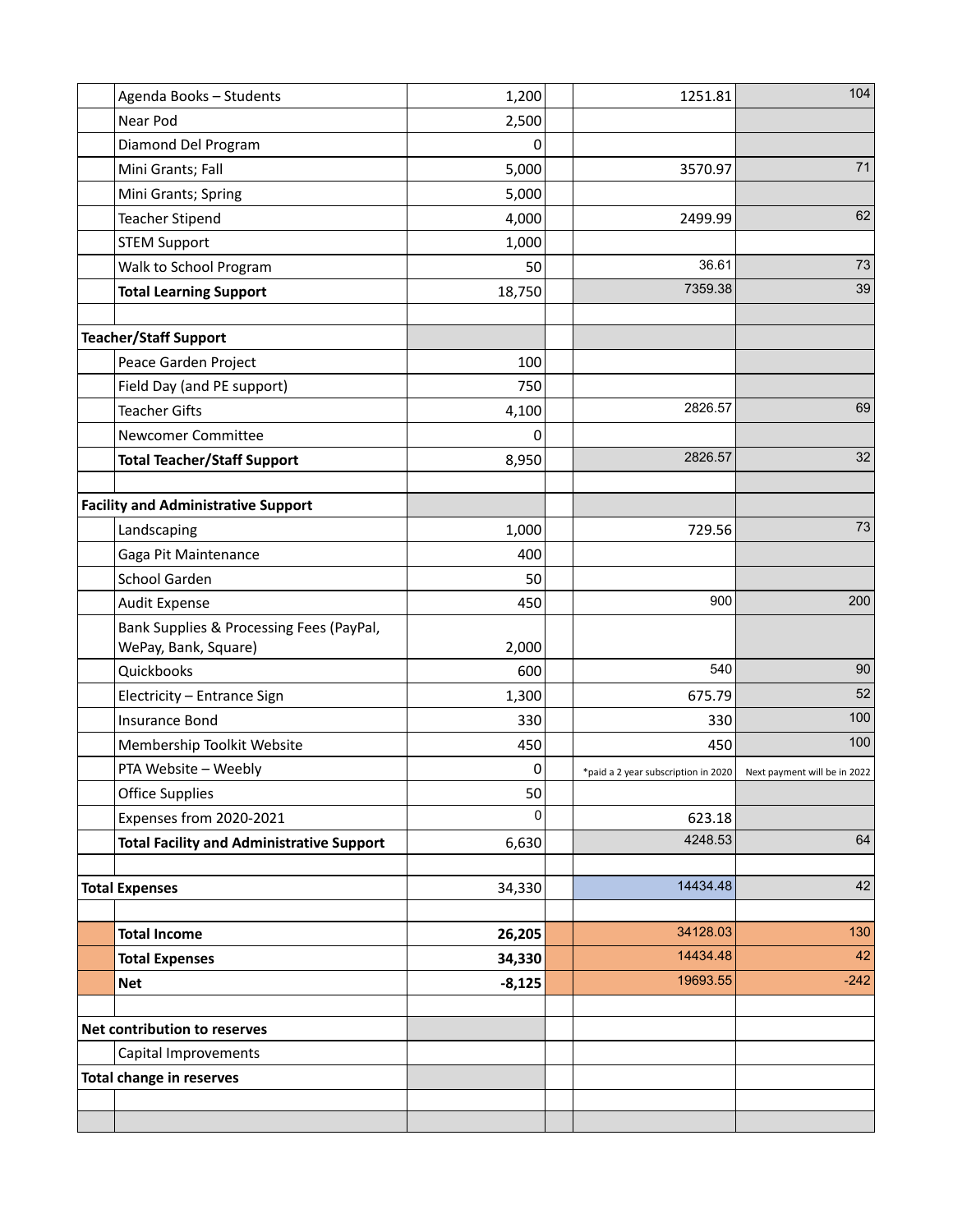| | | | | | |
|---|---|---|---|---|---|
| | Agenda Books – Students | 1,200 | | 1251.81 | 104 |
| | Near Pod | 2,500 | | | |
| | Diamond Del Program | 0 | | | |
| | Mini Grants; Fall | 5,000 | | 3570.97 | 71 |
| | Mini Grants; Spring | 5,000 | | | |
| | Teacher Stipend | 4,000 | | 2499.99 | 62 |
| | STEM Support | 1,000 | | | |
| | Walk to School Program | 50 | | 36.61 | 73 |
| | **Total Learning Support** | 18,750 | | 7359.38 | 39 |
| | | | | | |
| **Teacher/Staff Support** | | | | | |
| | Peace Garden Project | 100 | | | |
| | Field Day (and PE support) | 750 | | | |
| | Teacher Gifts | 4,100 | | 2826.57 | 69 |
| | Newcomer Committee | 0 | | | |
| | **Total Teacher/Staff Support** | 8,950 | | 2826.57 | 32 |
| | | | | | |
| **Facility and Administrative Support** | | | | | |
| | Landscaping | 1,000 | | 729.56 | 73 |
| | Gaga Pit Maintenance | 400 | | | |
| | School Garden | 50 | | | |
| | Audit Expense | 450 | | 900 | 200 |
| | Bank Supplies & Processing Fees (PayPal, WePay, Bank, Square) | 2,000 | | | |
| | Quickbooks | 600 | | 540 | 90 |
| | Electricity – Entrance Sign | 1,300 | | 675.79 | 52 |
| | Insurance Bond | 330 | | 330 | 100 |
| | Membership Toolkit Website | 450 | | 450 | 100 |
| | PTA Website – Weebly | 0 | | *paid a 2 year subscription in 2020 | Next payment will be in 2022 |
| | Office Supplies | 50 | | | |
| | Expenses from 2020-2021 | 0 | | 623.18 | |
| | **Total Facility and Administrative Support** | 6,630 | | 4248.53 | 64 |
| | | | | | |
| **Total Expenses** | | 34,330 | | 14434.48 | 42 |
| | | | | | |
| | **Total Income** | **26,205** | | 34128.03 | 130 |
| | **Total Expenses** | **34,330** | | 14434.48 | 42 |
| | **Net** | **-8,125** | | 19693.55 | -242 |
| | | | | | |
| **Net contribution to reserves** | | | | | |
| | Capital Improvements | | | | |
| **Total change in reserves** | | | | | |
| | | | | | |
| | | | | | |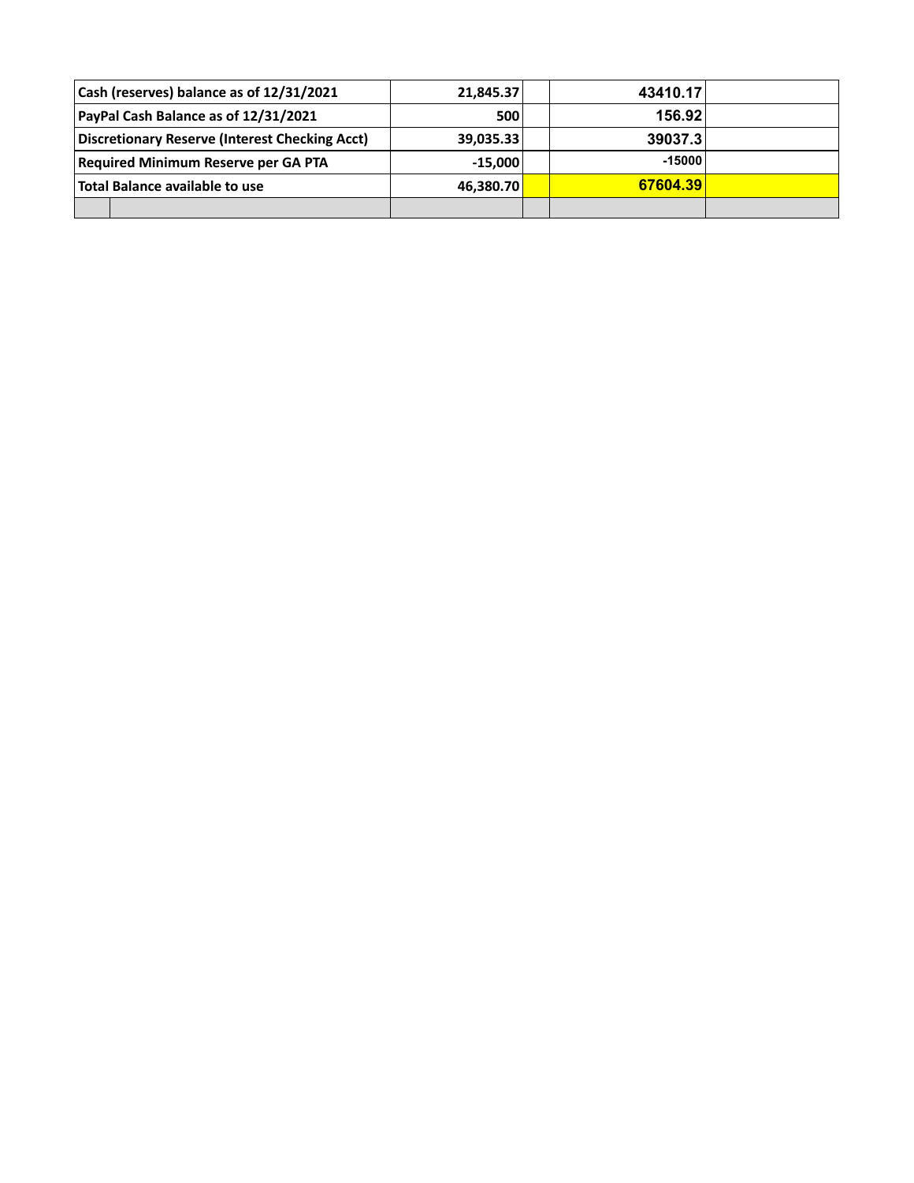| | | | | |
|---|---|---|---|---|
| Cash (reserves) balance as of 12/31/2021 | 21,845.37 | | 43410.17 | |
| PayPal Cash Balance as of 12/31/2021 | 500 | | 156.92 | |
| Discretionary Reserve (Interest Checking Acct) | 39,035.33 | | 39037.3 | |
| Required Minimum Reserve per GA PTA | -15,000 | | -15000 | |
| Total Balance available to use | 46,380.70 | | 67604.39 | |
| | | | | |